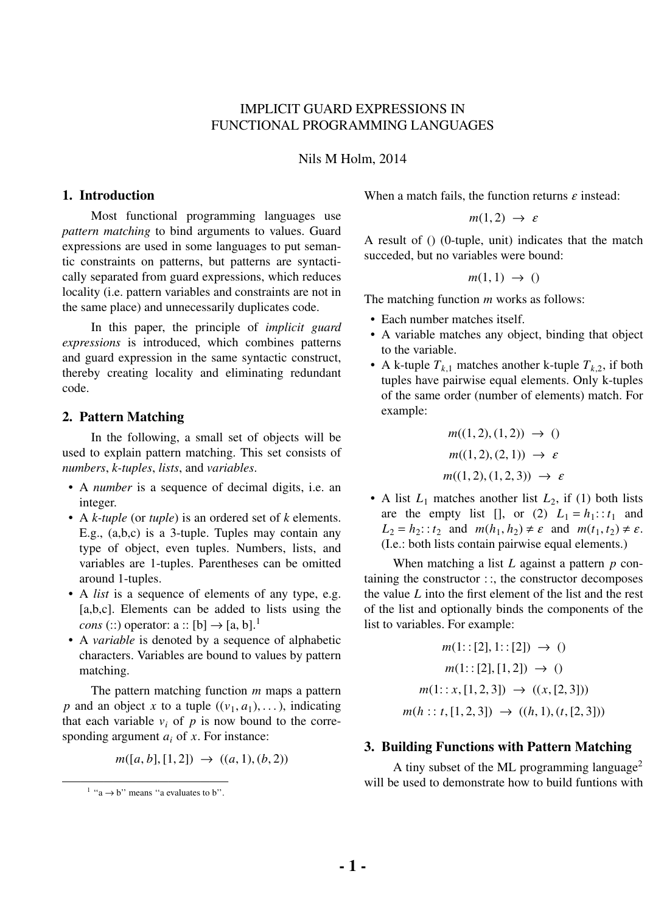# IMPLICIT GUARD EXPRESSIONS IN FUNCTIONAL PROGRAMMING LANGUAGES

Nils M Holm, 2014

## 1. Introduction

Most functional programming languages use *pattern matching* to bind arguments to values. Guard expressions are used in some languages to put semantic constraints on patterns, but patterns are syntactically separated from guard expressions, which reduces locality (i.e. pattern variables and constraints are not in the same place) and unnecessarily duplicates code.

In this paper, the principle of *implicit guard expressions* is introduced, which combines patterns and guard expression in the same syntactic construct, thereby creating locality and eliminating redundant code.

## 2. Pattern Matching

In the following, a small set of objects will be used to explain pattern matching. This set consists of *numbers*, *k-tuples*, *lists*, and *variables*.

- A *number* is a sequence of decimal digits, i.e. an integer.
- A *k-tuple* (or *tuple*) is an ordered set of *k* elements. E.g., (a,b,c) is a 3-tuple. Tuples may contain any type of object, even tuples. Numbers, lists, and variables are 1-tuples. Parentheses can be omitted around 1-tuples.
- A *list* is a sequence of elements of any type, e.g. [a,b,c]. Elements can be added to lists using the *cons* (::) operator: a :: [b] → [a, b].[1]
- A *variable* is denoted by a sequence of alphabetic characters. Variables are bound to values by pattern matching.

The pattern matching function $m$ maps a pattern $p$ and an object $x$ to a tuple $((v_1, a_1), \ldots)$, indicating that each variable $v_i$ of $p$ is now bound to the corresponding argument $a_i$ of $x$. For instance:

$$m([a, b], [1, 2]) \ \rightarrow \ ((a, 1), (b, 2))$$

When a match fails, the function returns $\varepsilon$ instead:

$$m(1, 2) \ \rightarrow \ \varepsilon$$

A result of () (0-tuple, unit) indicates that the match succeded, but no variables were bound:

$$m(1, 1) \ \rightarrow \ ()$$

The matching function $m$ works as follows:

- Each number matches itself.
- A variable matches any object, binding that object to the variable.
- A k-tuple $T_{k,1}$ matches another k-tuple $T_{k,2}$, if both tuples have pairwise equal elements. Only k-tuples of the same order (number of elements) match. For example:

$$m((1, 2), (1, 2)) \ \rightarrow \ ()$$

$$m((1, 2), (2, 1)) \ \rightarrow \ \varepsilon$$

$$m((1, 2), (1, 2, 3)) \ \rightarrow \ \varepsilon$$

- A list $L_1$ matches another list $L_2$, if (1) both lists are the empty list [], or (2) $L_1 = h_1 :: t_1$ and $L_2 = h_2 :: t_2$ and $m(h_1, h_2) \neq \varepsilon$ and $m(t_1, t_2) \neq \varepsilon$. (I.e.: both lists contain pairwise equal elements.)

When matching a list $L$ against a pattern $p$ containing the constructor ::, the constructor decomposes the value $L$ into the first element of the list and the rest of the list and optionally binds the components of the list to variables. For example:

$$m(1 :: [2], 1 :: [2]) \ \rightarrow \ ()$$

$$m(1 :: [2], [1, 2]) \ \rightarrow \ ()$$

$$m(1 :: x, [1, 2, 3]) \ \rightarrow \ ((x, [2, 3]))$$

$$m(h :: t, [1, 2, 3]) \ \rightarrow \ ((h, 1), (t, [2, 3]))$$

## 3. Building Functions with Pattern Matching

A tiny subset of the ML programming language[2] will be used to demonstrate how to build funtions with

[1] "a → b" means "a evaluates to b".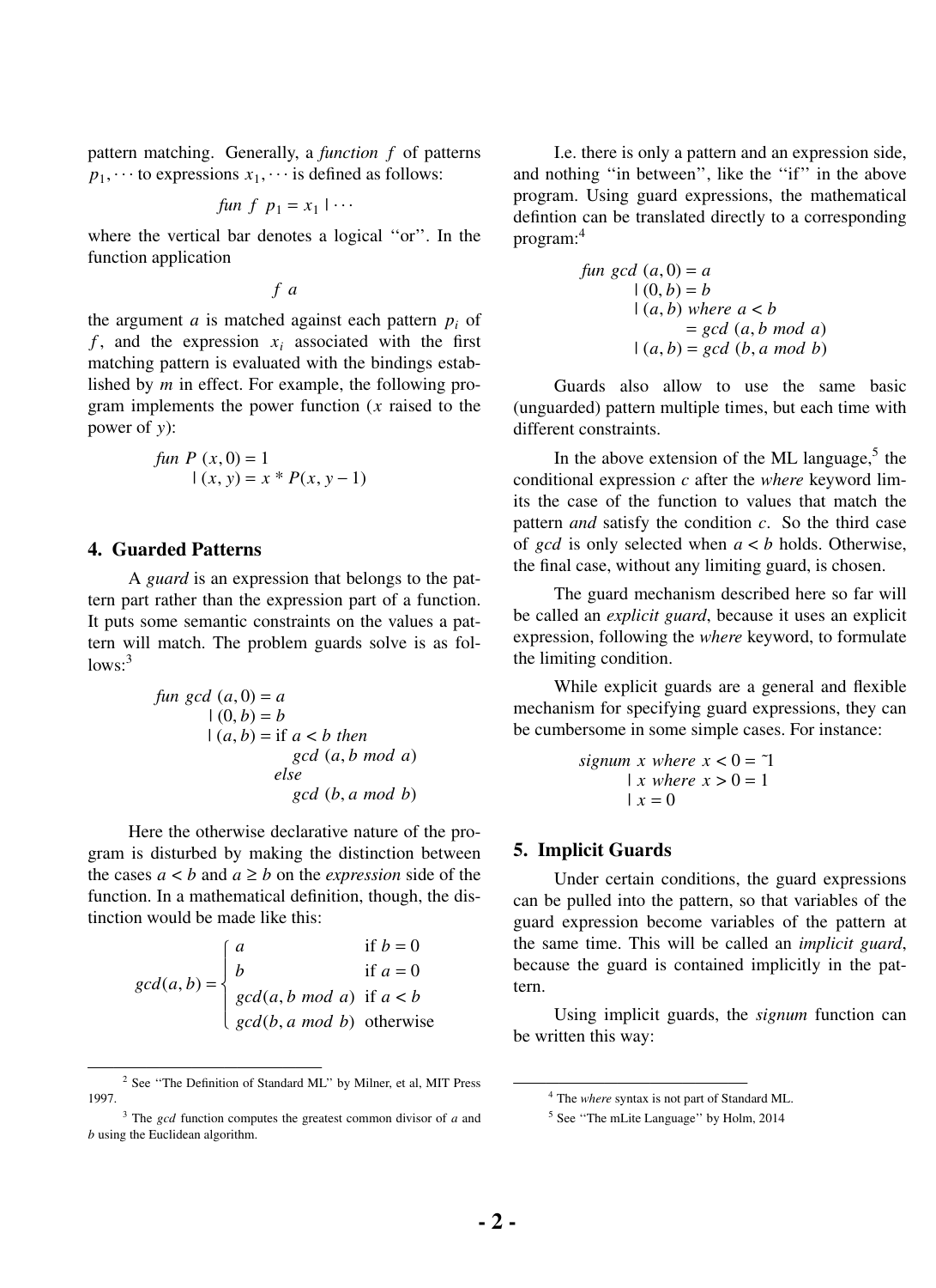pattern matching. Generally, a *function* $f$ of patterns $p_1, \cdots$ to expressions $x_1, \cdots$ is defined as follows:

$$fun\ f\ \ p_1 = x_1 \mid \cdots$$

where the vertical bar denotes a logical ''or''. In the function application

$$f\ \ a$$

the argument $a$ is matched against each pattern $p_i$ of $f$, and the expression $x_i$ associated with the first matching pattern is evaluated with the bindings established by $m$ in effect. For example, the following program implements the power function ($x$ raised to the power of $y$):

```
fun P (x, 0) = 1
  | (x, y) = x * P(x, y − 1)
```

## 4. Guarded Patterns

A *guard* is an expression that belongs to the pattern part rather than the expression part of a function. It puts some semantic constraints on the values a pattern will match. The problem guards solve is as follows:[3]

```
fun gcd (a, 0) = a
      | (0, b) = b
      | (a, b) = if a < b then
                    gcd (a, b mod a)
                 else
                    gcd (b, a mod b)
```

Here the otherwise declarative nature of the program is disturbed by making the distinction between the cases $a < b$ and $a \geq b$ on the *expression* side of the function. In a mathematical definition, though, the distinction would be made like this:

$$gcd(a, b) = \begin{cases} a & \text{if } b = 0 \\ b & \text{if } a = 0 \\ gcd(a, b\ mod\ a) & \text{if } a < b \\ gcd(b, a\ mod\ b) & \text{otherwise} \end{cases}$$

I.e. there is only a pattern and an expression side, and nothing ''in between'', like the ''if'' in the above program. Using guard expressions, the mathematical defintion can be translated directly to a corresponding program:[4]

```
fun gcd (a, 0) = a
      | (0, b) = b
      | (a, b) where a < b
               = gcd (a, b mod a)
      | (a, b) = gcd (b, a mod b)
```

Guards also allow to use the same basic (unguarded) pattern multiple times, but each time with different constraints.

In the above extension of the ML language,[5] the conditional expression $c$ after the *where* keyword limits the case of the function to values that match the pattern *and* satisfy the condition $c$. So the third case of *gcd* is only selected when $a < b$ holds. Otherwise, the final case, without any limiting guard, is chosen.

The guard mechanism described here so far will be called an *explicit guard*, because it uses an explicit expression, following the *where* keyword, to formulate the limiting condition.

While explicit guards are a general and flexible mechanism for specifying guard expressions, they can be cumbersome in some simple cases. For instance:

```
signum x where x < 0 = ˜1
     | x where x > 0 = 1
     | x = 0
```

## 5. Implicit Guards

Under certain conditions, the guard expressions can be pulled into the pattern, so that variables of the guard expression become variables of the pattern at the same time. This will be called an *implicit guard*, because the guard is contained implicitly in the pattern.

Using implicit guards, the *signum* function can be written this way:

---

[2] See ''The Definition of Standard ML'' by Milner, et al, MIT Press 1997.

[3] The *gcd* function computes the greatest common divisor of $a$ and $b$ using the Euclidean algorithm.

[4] The *where* syntax is not part of Standard ML.

[5] See ''The mLite Language'' by Holm, 2014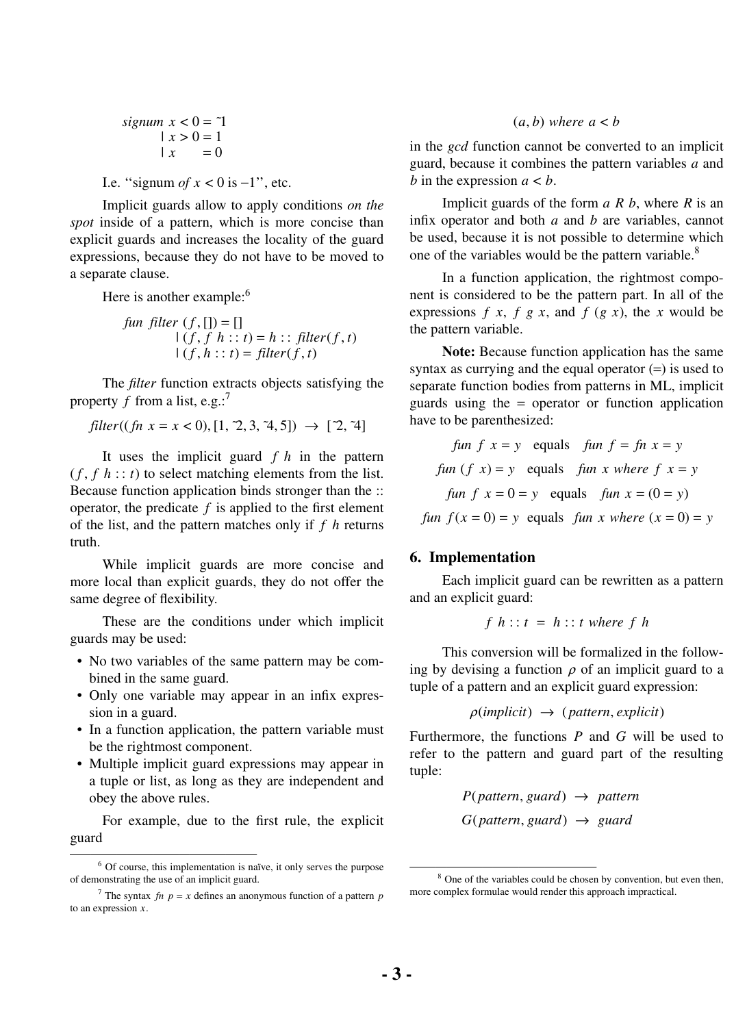$$\begin{aligned}
&\textit{signum}\ x < 0 = \tilde{}1 \\
&\quad\mid x > 0 = 1 \\
&\quad\mid x \quad\;\; = 0
\end{aligned}$$

I.e. ''signum *of* $x < 0$ is $-1$'', etc.

Implicit guards allow to apply conditions *on the spot* inside of a pattern, which is more concise than explicit guards and increases the locality of the guard expressions, because they do not have to be moved to a separate clause.

Here is another example:[6]

$$\begin{aligned}
&\textit{fun filter}\ (f, []) = [] \\
&\qquad\quad \mid (f, f\ h :: t) = h :: \textit{filter}(f, t) \\
&\qquad\quad \mid (f, h :: t) = \textit{filter}(f, t)
\end{aligned}$$

The *filter* function extracts objects satisfying the property $f$ from a list, e.g.:[7]

$$\textit{filter}((\textit{fn}\ x = x < 0), [1, \tilde{}2, 3, \tilde{}4, 5]) \rightarrow [\tilde{}2, \tilde{}4]$$

It uses the implicit guard $f\ h$ in the pattern $(f, f\ h :: t)$ to select matching elements from the list. Because function application binds stronger than the $::$ operator, the predicate $f$ is applied to the first element of the list, and the pattern matches only if $f\ h$ returns truth.

While implicit guards are more concise and more local than explicit guards, they do not offer the same degree of flexibility.

These are the conditions under which implicit guards may be used:

- No two variables of the same pattern may be combined in the same guard.
- Only one variable may appear in an infix expression in a guard.
- In a function application, the pattern variable must be the rightmost component.
- Multiple implicit guard expressions may appear in a tuple or list, as long as they are independent and obey the above rules.

For example, due to the first rule, the explicit guard

$$(a, b)\ \textit{where}\ a < b$$

in the *gcd* function cannot be converted to an implicit guard, because it combines the pattern variables $a$ and $b$ in the expression $a < b$.

Implicit guards of the form $a\ R\ b$, where $R$ is an infix operator and both $a$ and $b$ are variables, cannot be used, because it is not possible to determine which one of the variables would be the pattern variable.[8]

In a function application, the rightmost component is considered to be the pattern part. In all of the expressions $f\ x$, $f\ g\ x$, and $f\ (g\ x)$, the $x$ would be the pattern variable.

**Note:** Because function application has the same syntax as currying and the equal operator (=) is used to separate function bodies from patterns in ML, implicit guards using the = operator or function application have to be parenthesized:

$$\begin{aligned}
\textit{fun}\ f\ x = y \quad &\text{equals} \quad \textit{fun}\ f = \textit{fn}\ x = y \\
\textit{fun}\ (f\ x) = y \quad &\text{equals} \quad \textit{fun}\ x\ \textit{where}\ f\ x = y \\
\textit{fun}\ f\ x = 0 = y \quad &\text{equals} \quad \textit{fun}\ x = (0 = y) \\
\textit{fun}\ f(x = 0) = y \quad &\text{equals} \quad \textit{fun}\ x\ \textit{where}\ (x = 0) = y
\end{aligned}$$

## 6. Implementation

Each implicit guard can be rewritten as a pattern and an explicit guard:

$$f\ h :: t \ = \ h :: t\ \textit{where}\ f\ h$$

This conversion will be formalized in the following by devising a function $\rho$ of an implicit guard to a tuple of a pattern and an explicit guard expression:

$$\rho(\textit{implicit}) \rightarrow (\textit{pattern}, \textit{explicit})$$

Furthermore, the functions $P$ and $G$ will be used to refer to the pattern and guard part of the resulting tuple:

$$P(\textit{pattern}, \textit{guard}) \rightarrow \textit{pattern}$$

$$G(\textit{pattern}, \textit{guard}) \rightarrow \textit{guard}$$

---

[6] Of course, this implementation is naïve, it only serves the purpose of demonstrating the use of an implicit guard.

[7] The syntax *fn* $p = x$ defines an anonymous function of a pattern $p$ to an expression $x$.

[8] One of the variables could be chosen by convention, but even then, more complex formulae would render this approach impractical.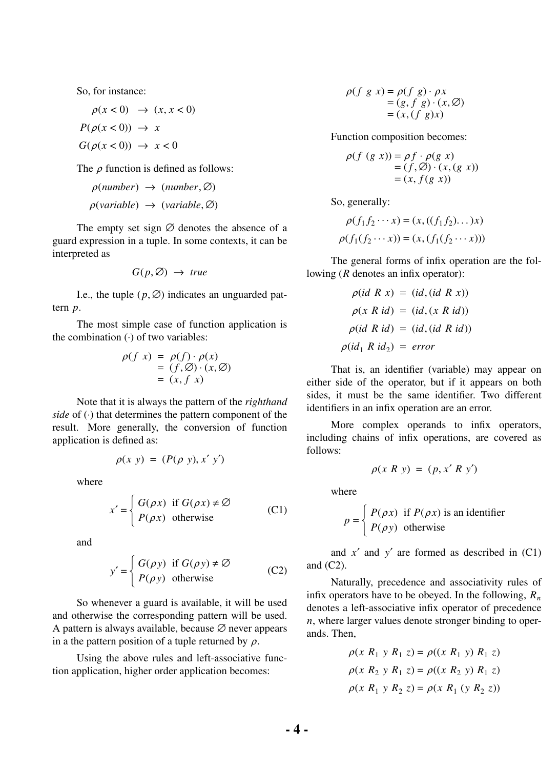So, for instance:

$$\rho(x < 0) \;\rightarrow\; (x, x < 0)$$

$$P(\rho(x < 0)) \;\rightarrow\; x$$

$$G(\rho(x < 0)) \;\rightarrow\; x < 0$$

The $\rho$ function is defined as follows:

$$\rho(number) \;\rightarrow\; (number, \varnothing)$$

$$\rho(variable) \;\rightarrow\; (variable, \varnothing)$$

The empty set sign $\varnothing$ denotes the absence of a guard expression in a tuple. In some contexts, it can be interpreted as

$$G(p, \varnothing) \;\rightarrow\; true$$

I.e., the tuple $(p, \varnothing)$ indicates an unguarded pattern $p$.

The most simple case of function application is the combination $(\cdot)$ of two variables:

$$\begin{aligned} \rho(f\ x) &= \rho(f) \cdot \rho(x) \\ &= (f, \varnothing) \cdot (x, \varnothing) \\ &= (x, f\ x) \end{aligned}$$

Note that it is always the pattern of the *righthand side* of $(\cdot)$ that determines the pattern component of the result. More generally, the conversion of function application is defined as:

$$\rho(x\ y) \;=\; (P(\rho\ y), x'\ y')$$

where

$$x' = \begin{cases} G(\rho x) & \text{if } G(\rho x) \neq \varnothing \\ P(\rho x) & \text{otherwise} \end{cases} \qquad \text{(C1)}$$

and

$$y' = \begin{cases} G(\rho y) & \text{if } G(\rho y) \neq \varnothing \\ P(\rho y) & \text{otherwise} \end{cases} \qquad \text{(C2)}$$

So whenever a guard is available, it will be used and otherwise the corresponding pattern will be used. A pattern is always available, because $\varnothing$ never appears in a the pattern position of a tuple returned by $\rho$.

Using the above rules and left-associative function application, higher order application becomes:

$$\begin{aligned} \rho(f\ g\ x) &= \rho(f\ g) \cdot \rho x \\ &= (g, f\ g) \cdot (x, \varnothing) \\ &= (x, (f\ g) x) \end{aligned}$$

Function composition becomes:

$$\begin{aligned} \rho(f\ (g\ x)) &= \rho f \cdot \rho(g\ x) \\ &= (f, \varnothing) \cdot (x, (g\ x)) \\ &= (x, f(g\ x)) \end{aligned}$$

So, generally:

$$\rho(f_1 f_2 \cdots x) = (x, ((f_1 f_2) \ldots) x)$$

$$\rho(f_1 (f_2 \cdots x)) = (x, (f_1 (f_2 \cdots x)))$$

The general forms of infix operation are the following ($R$ denotes an infix operator):

$$\rho(id\ R\ x) \;=\; (id, (id\ R\ x))$$

$$\rho(x\ R\ id) \;=\; (id, (x\ R\ id))$$

$$\rho(id\ R\ id) \;=\; (id, (id\ R\ id))$$

$$\rho(id_1\ R\ id_2) \;=\; error$$

That is, an identifier (variable) may appear on either side of the operator, but if it appears on both sides, it must be the same identifier. Two different identifiers in an infix operation are an error.

More complex operands to infix operators, including chains of infix operations, are covered as follows:

$$\rho(x\ R\ y) \;=\; (p, x'\ R\ y')$$

where

$$p = \begin{cases} P(\rho x) & \text{if } P(\rho x) \text{ is an identifier} \\ P(\rho y) & \text{otherwise} \end{cases}$$

and $x'$ and $y'$ are formed as described in (C1) and (C2).

Naturally, precedence and associativity rules of infix operators have to be obeyed. In the following, $R_n$ denotes a left-associative infix operator of precedence $n$, where larger values denote stronger binding to operands. Then,

$$\rho(x\ R_1\ y\ R_1\ z) = \rho((x\ R_1\ y)\ R_1\ z)$$

$$\rho(x\ R_2\ y\ R_1\ z) = \rho((x\ R_2\ y)\ R_1\ z)$$

$$\rho(x\ R_1\ y\ R_2\ z) = \rho(x\ R_1\ (y\ R_2\ z))$$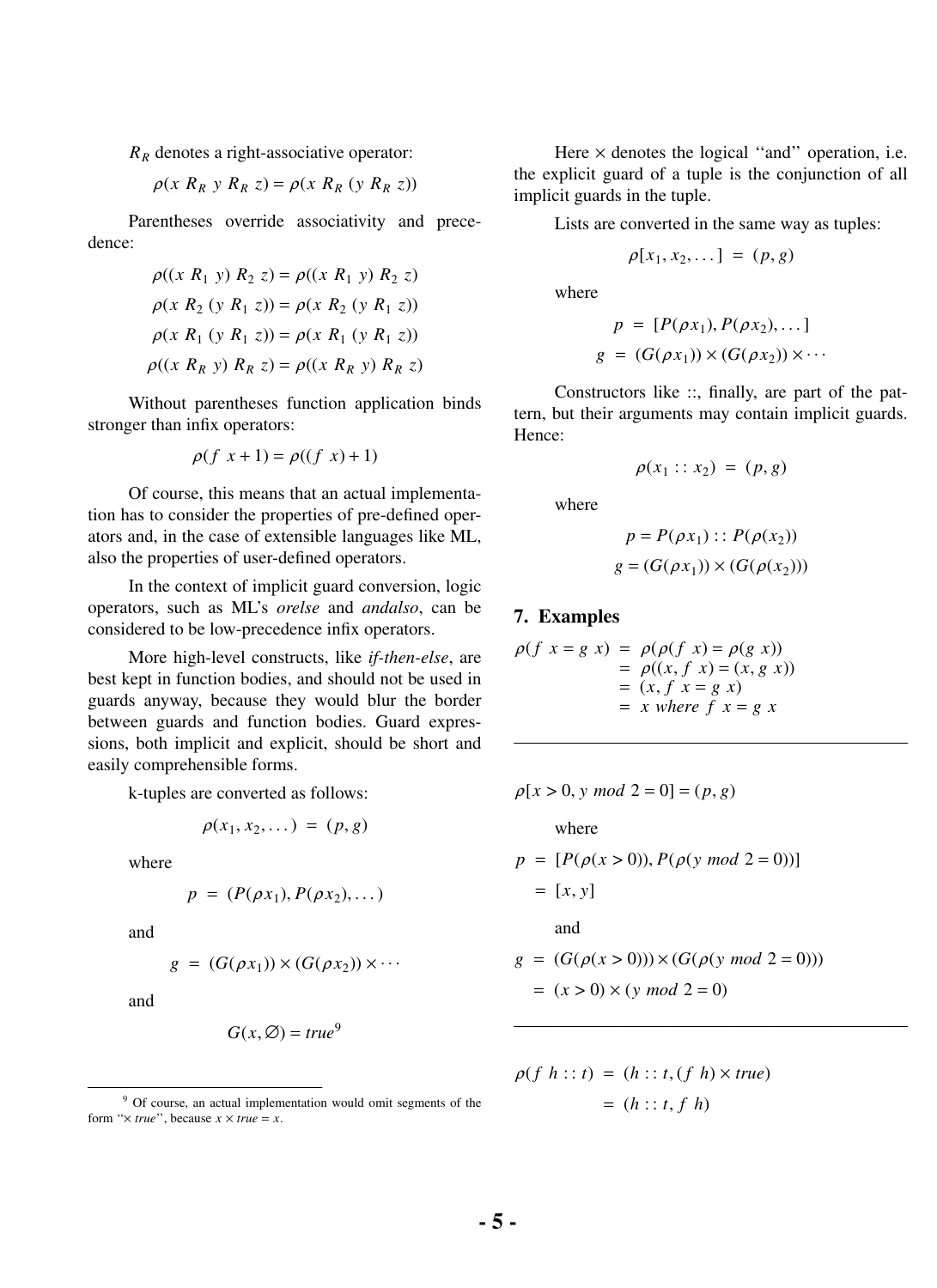$R_R$ denotes a right-associative operator:

$$\rho(x\ R_R\ y\ R_R\ z) = \rho(x\ R_R\ (y\ R_R\ z))$$

Parentheses override associativity and precedence:

$$\rho((x\ R_1\ y)\ R_2\ z) = \rho((x\ R_1\ y)\ R_2\ z)$$

$$\rho(x\ R_2\ (y\ R_1\ z)) = \rho(x\ R_2\ (y\ R_1\ z))$$

$$\rho(x\ R_1\ (y\ R_1\ z)) = \rho(x\ R_1\ (y\ R_1\ z))$$

$$\rho((x\ R_R\ y)\ R_R\ z) = \rho((x\ R_R\ y)\ R_R\ z)$$

Without parentheses function application binds stronger than infix operators:

$$\rho(f\ \ x + 1) = \rho((f\ \ x) + 1)$$

Of course, this means that an actual implementation has to consider the properties of pre-defined operators and, in the case of extensible languages like ML, also the properties of user-defined operators.

In the context of implicit guard conversion, logic operators, such as ML's *orelse* and *andalso*, can be considered to be low-precedence infix operators.

More high-level constructs, like *if-then-else*, are best kept in function bodies, and should not be used in guards anyway, because they would blur the border between guards and function bodies. Guard expressions, both implicit and explicit, should be short and easily comprehensible forms.

k-tuples are converted as follows:

$$\rho(x_1, x_2, \dots)\ =\ (p, g)$$

where

$$p\ =\ (P(\rho x_1), P(\rho x_2), \dots)$$

and

$$g\ =\ (G(\rho x_1)) \times (G(\rho x_2)) \times \cdots$$

and

$$G(x, \varnothing) = true^{9}$$

Here $\times$ denotes the logical "and" operation, i.e. the explicit guard of a tuple is the conjunction of all implicit guards in the tuple.

Lists are converted in the same way as tuples:

$$\rho[x_1, x_2, \dots]\ =\ (p, g)$$

where

$$p\ =\ [P(\rho x_1), P(\rho x_2), \dots]$$

$$g\ =\ (G(\rho x_1)) \times (G(\rho x_2)) \times \cdots$$

Constructors like ::, finally, are part of the pattern, but their arguments may contain implicit guards. Hence:

$$\rho(x_1 :: x_2)\ =\ (p, g)$$

where

$$p = P(\rho x_1) :: P(\rho(x_2))$$

$$g = (G(\rho x_1)) \times (G(\rho(x_2)))$$

## 7. Examples

$$\begin{aligned}\rho(f\ x = g\ x) &= \rho(\rho(f\ x) = \rho(g\ x)) \\ &= \rho((x, f\ x) = (x, g\ x)) \\ &= (x, f\ x = g\ x) \\ &= x\ where\ f\ x = g\ x\end{aligned}$$

---

$$\rho[x > 0, y\ mod\ 2 = 0] = (p, g)$$

where

$$\begin{aligned}p &= [P(\rho(x > 0)), P(\rho(y\ mod\ 2 = 0))] \\ &= [x, y]\end{aligned}$$

and

$$\begin{aligned}g &= (G(\rho(x > 0))) \times (G(\rho(y\ mod\ 2 = 0))) \\ &= (x > 0) \times (y\ mod\ 2 = 0)\end{aligned}$$

---

$$\begin{aligned}\rho(f\ h :: t) &= (h :: t, (f\ h) \times true) \\ &= (h :: t, f\ h)\end{aligned}$$

---

[9] Of course, an actual implementation would omit segments of the form "$\times$ *true*", because $x \times true = x$.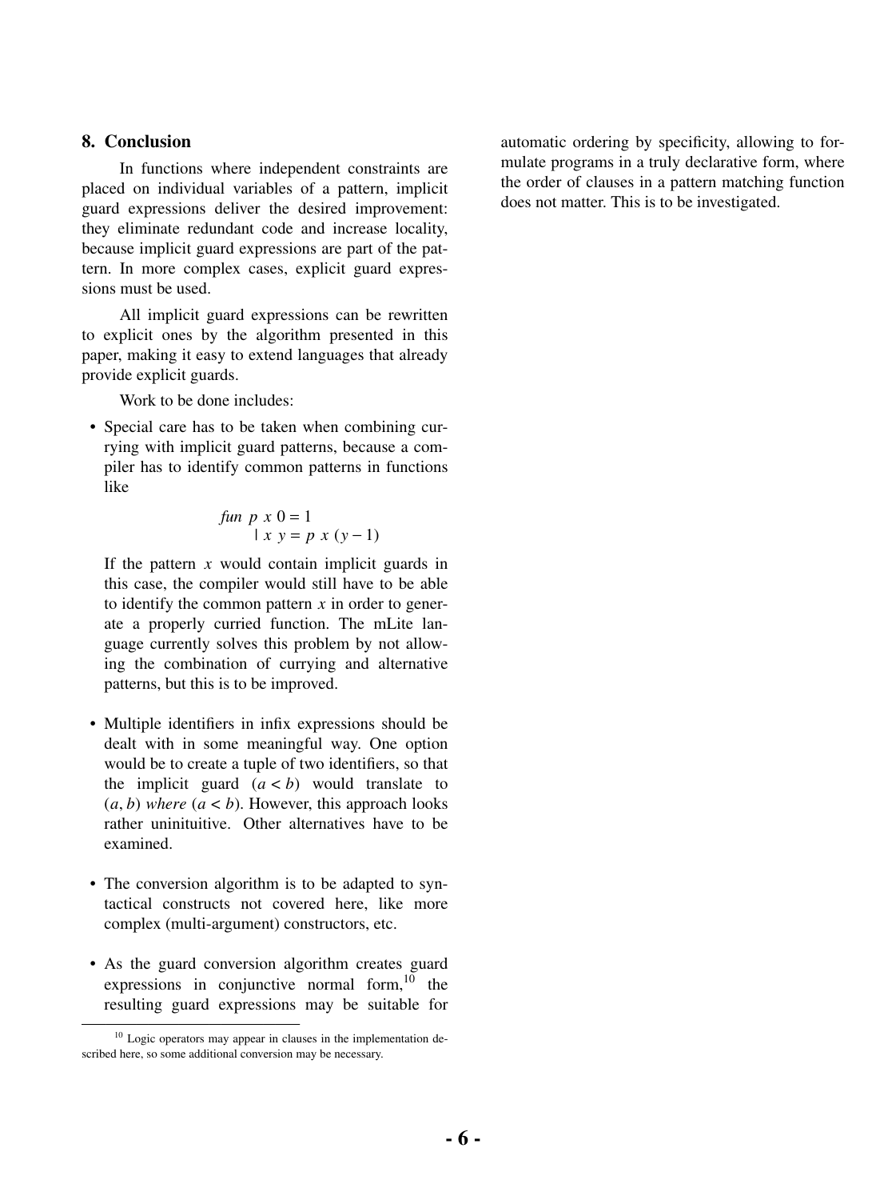## 8. Conclusion

In functions where independent constraints are placed on individual variables of a pattern, implicit guard expressions deliver the desired improvement: they eliminate redundant code and increase locality, because implicit guard expressions are part of the pattern. In more complex cases, explicit guard expressions must be used.

All implicit guard expressions can be rewritten to explicit ones by the algorithm presented in this paper, making it easy to extend languages that already provide explicit guards.

Work to be done includes:

- Special care has to be taken when combining currying with implicit guard patterns, because a compiler has to identify common patterns in functions like

  $$\begin{aligned} &\textit{fun}\ p\ x\ 0 = 1 \\ &\quad\ \mid x\ y = p\ x\ (y - 1) \end{aligned}$$

  If the pattern $x$ would contain implicit guards in this case, the compiler would still have to be able to identify the common pattern $x$ in order to generate a properly curried function. The mLite language currently solves this problem by not allowing the combination of currying and alternative patterns, but this is to be improved.

- Multiple identifiers in infix expressions should be dealt with in some meaningful way. One option would be to create a tuple of two identifiers, so that the implicit guard $(a < b)$ would translate to $(a, b)$ *where* $(a < b)$. However, this approach looks rather uninituitive. Other alternatives have to be examined.

- The conversion algorithm is to be adapted to syntactical constructs not covered here, like more complex (multi-argument) constructors, etc.

- As the guard conversion algorithm creates guard expressions in conjunctive normal form,[10] the resulting guard expressions may be suitable for automatic ordering by specificity, allowing to formulate programs in a truly declarative form, where the order of clauses in a pattern matching function does not matter. This is to be investigated.

[10] Logic operators may appear in clauses in the implementation described here, so some additional conversion may be necessary.